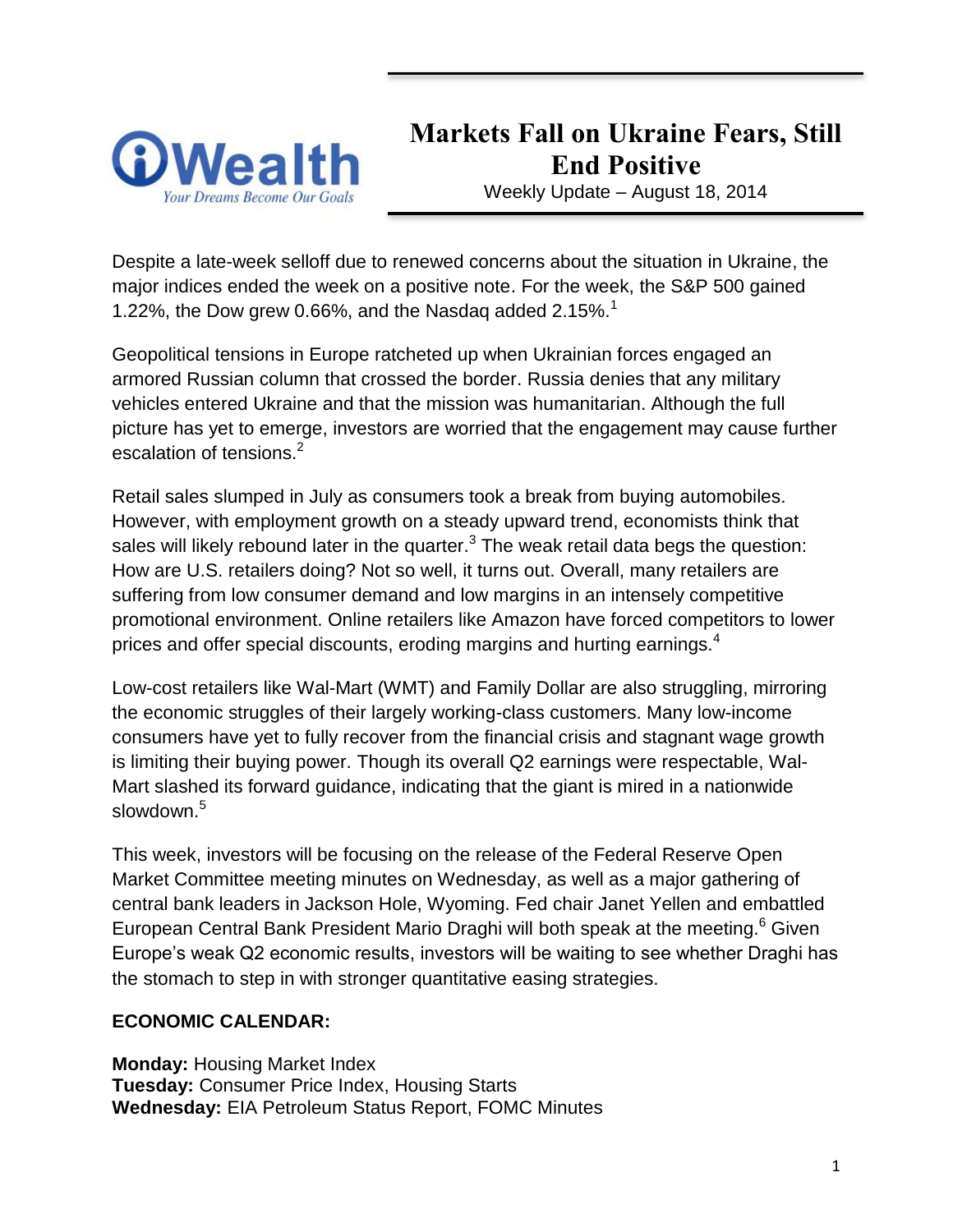iWealth

*Your Dreams Become Our Goals*

# Markets Fall on Ukraine Fears, Still End Positive

Weekly Update – August 18, 2014

Despite a late-week selloff due to renewed concerns about the situation in Ukraine, the major indices ended the week on a positive note. For the week, the S&P 500 gained 1.22%, the Dow grew 0.66%, and the Nasdaq added 2.15%.[1]

Geopolitical tensions in Europe ratcheted up when Ukrainian forces engaged an armored Russian column that crossed the border. Russia denies that any military vehicles entered Ukraine and that the mission was humanitarian. Although the full picture has yet to emerge, investors are worried that the engagement may cause further escalation of tensions.[2]

Retail sales slumped in July as consumers took a break from buying automobiles. However, with employment growth on a steady upward trend, economists think that sales will likely rebound later in the quarter.[3] The weak retail data begs the question: How are U.S. retailers doing? Not so well, it turns out. Overall, many retailers are suffering from low consumer demand and low margins in an intensely competitive promotional environment. Online retailers like Amazon have forced competitors to lower prices and offer special discounts, eroding margins and hurting earnings.[4]

Low-cost retailers like Wal-Mart (WMT) and Family Dollar are also struggling, mirroring the economic struggles of their largely working-class customers. Many low-income consumers have yet to fully recover from the financial crisis and stagnant wage growth is limiting their buying power. Though its overall Q2 earnings were respectable, Wal-Mart slashed its forward guidance, indicating that the giant is mired in a nationwide slowdown.[5]

This week, investors will be focusing on the release of the Federal Reserve Open Market Committee meeting minutes on Wednesday, as well as a major gathering of central bank leaders in Jackson Hole, Wyoming. Fed chair Janet Yellen and embattled European Central Bank President Mario Draghi will both speak at the meeting.[6] Given Europe's weak Q2 economic results, investors will be waiting to see whether Draghi has the stomach to step in with stronger quantitative easing strategies.

**ECONOMIC CALENDAR:**

**Monday:** Housing Market Index
**Tuesday:** Consumer Price Index, Housing Starts
**Wednesday:** EIA Petroleum Status Report, FOMC Minutes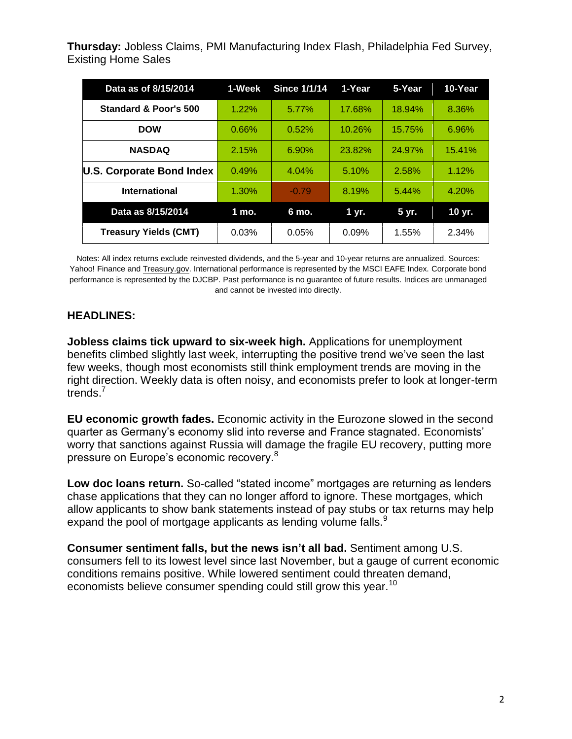**Thursday:** Jobless Claims, PMI Manufacturing Index Flash, Philadelphia Fed Survey, Existing Home Sales

| Data as of 8/15/2014 | 1-Week | Since 1/1/14 | 1-Year | 5-Year | 10-Year |
|---|---|---|---|---|---|
| Standard & Poor's 500 | 1.22% | 5.77% | 17.68% | 18.94% | 8.36% |
| DOW | 0.66% | 0.52% | 10.26% | 15.75% | 6.96% |
| NASDAQ | 2.15% | 6.90% | 23.82% | 24.97% | 15.41% |
| U.S. Corporate Bond Index | 0.49% | 4.04% | 5.10% | 2.58% | 1.12% |
| International | 1.30% | -0.79 | 8.19% | 5.44% | 4.20% |
| **Data as 8/15/2014** | **1 mo.** | **6 mo.** | **1 yr.** | **5 yr.** | **10 yr.** |
| Treasury Yields (CMT) | 0.03% | 0.05% | 0.09% | 1.55% | 2.34% |

Notes: All index returns exclude reinvested dividends, and the 5-year and 10-year returns are annualized. Sources: Yahoo! Finance and Treasury.gov. International performance is represented by the MSCI EAFE Index. Corporate bond performance is represented by the DJCBP. Past performance is no guarantee of future results. Indices are unmanaged and cannot be invested into directly.

## HEADLINES:

**Jobless claims tick upward to six-week high.** Applications for unemployment benefits climbed slightly last week, interrupting the positive trend we've seen the last few weeks, though most economists still think employment trends are moving in the right direction. Weekly data is often noisy, and economists prefer to look at longer-term trends.[7]

**EU economic growth fades.** Economic activity in the Eurozone slowed in the second quarter as Germany's economy slid into reverse and France stagnated. Economists' worry that sanctions against Russia will damage the fragile EU recovery, putting more pressure on Europe's economic recovery.[8]

**Low doc loans return.** So-called "stated income" mortgages are returning as lenders chase applications that they can no longer afford to ignore. These mortgages, which allow applicants to show bank statements instead of pay stubs or tax returns may help expand the pool of mortgage applicants as lending volume falls.[9]

**Consumer sentiment falls, but the news isn't all bad.** Sentiment among U.S. consumers fell to its lowest level since last November, but a gauge of current economic conditions remains positive. While lowered sentiment could threaten demand, economists believe consumer spending could still grow this year.[10]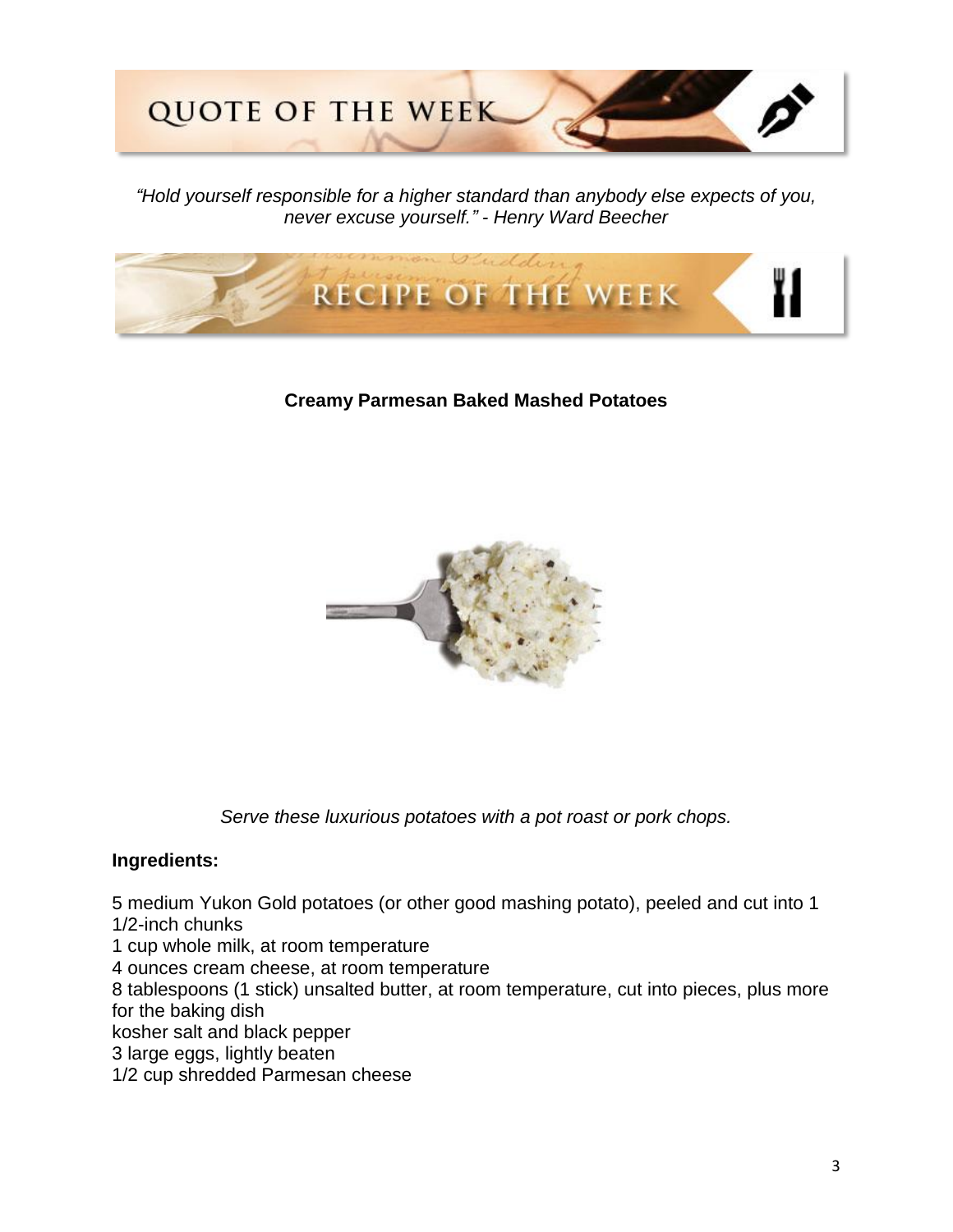## QUOTE OF THE WEEK

*"Hold yourself responsible for a higher standard than anybody else expects of you, never excuse yourself." - Henry Ward Beecher*

## RECIPE OF THE WEEK

**Creamy Parmesan Baked Mashed Potatoes**

*Serve these luxurious potatoes with a pot roast or pork chops.*

**Ingredients:**

5 medium Yukon Gold potatoes (or other good mashing potato), peeled and cut into 1 1/2-inch chunks
1 cup whole milk, at room temperature
4 ounces cream cheese, at room temperature
8 tablespoons (1 stick) unsalted butter, at room temperature, cut into pieces, plus more for the baking dish
kosher salt and black pepper
3 large eggs, lightly beaten
1/2 cup shredded Parmesan cheese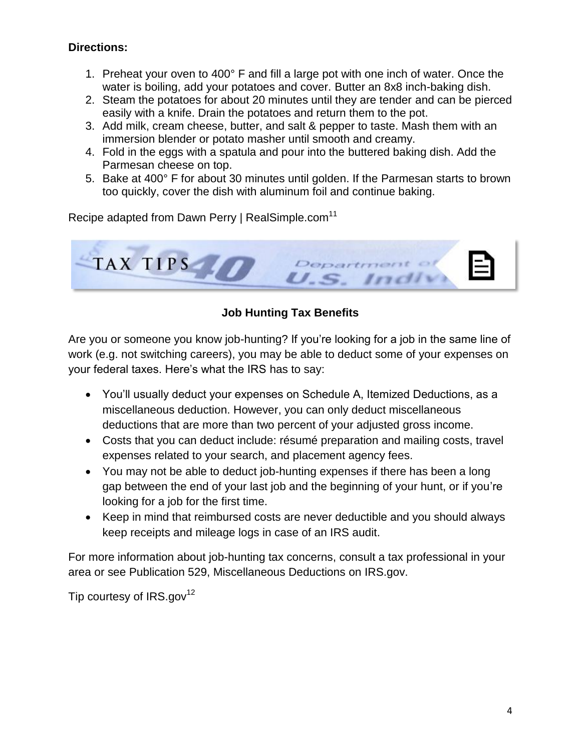**Directions:**

1. Preheat your oven to 400° F and fill a large pot with one inch of water. Once the water is boiling, add your potatoes and cover. Butter an 8x8 inch-baking dish.
2. Steam the potatoes for about 20 minutes until they are tender and can be pierced easily with a knife. Drain the potatoes and return them to the pot.
3. Add milk, cream cheese, butter, and salt & pepper to taste. Mash them with an immersion blender or potato masher until smooth and creamy.
4. Fold in the eggs with a spatula and pour into the buttered baking dish. Add the Parmesan cheese on top.
5. Bake at 400° F for about 30 minutes until golden. If the Parmesan starts to brown too quickly, cover the dish with aluminum foil and continue baking.

Recipe adapted from Dawn Perry | RealSimple.com[11]

TAX TIPS

**Job Hunting Tax Benefits**

Are you or someone you know job-hunting? If you're looking for a job in the same line of work (e.g. not switching careers), you may be able to deduct some of your expenses on your federal taxes. Here's what the IRS has to say:

- You'll usually deduct your expenses on Schedule A, Itemized Deductions, as a miscellaneous deduction. However, you can only deduct miscellaneous deductions that are more than two percent of your adjusted gross income.
- Costs that you can deduct include: résumé preparation and mailing costs, travel expenses related to your search, and placement agency fees.
- You may not be able to deduct job-hunting expenses if there has been a long gap between the end of your last job and the beginning of your hunt, or if you're looking for a job for the first time.
- Keep in mind that reimbursed costs are never deductible and you should always keep receipts and mileage logs in case of an IRS audit.

For more information about job-hunting tax concerns, consult a tax professional in your area or see Publication 529, Miscellaneous Deductions on IRS.gov.

Tip courtesy of IRS.gov[12]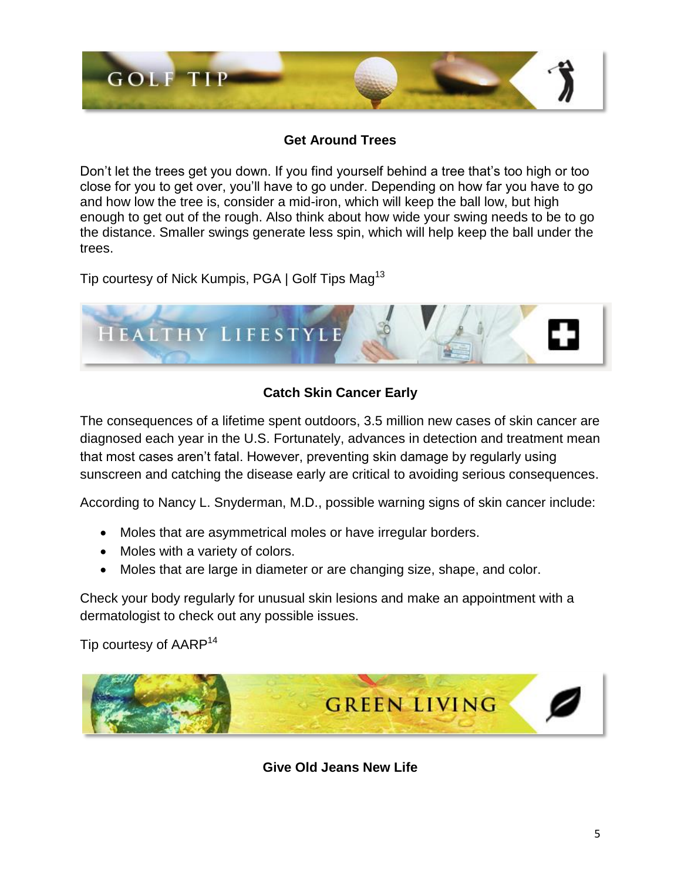## GOLF TIP

### Get Around Trees

Don't let the trees get you down. If you find yourself behind a tree that's too high or too close for you to get over, you'll have to go under. Depending on how far you have to go and how low the tree is, consider a mid-iron, which will keep the ball low, but high enough to get out of the rough. Also think about how wide your swing needs to be to go the distance. Smaller swings generate less spin, which will help keep the ball under the trees.

Tip courtesy of Nick Kumpis, PGA | Golf Tips Mag[13]

## HEALTHY LIFESTYLE

### Catch Skin Cancer Early

The consequences of a lifetime spent outdoors, 3.5 million new cases of skin cancer are diagnosed each year in the U.S. Fortunately, advances in detection and treatment mean that most cases aren't fatal. However, preventing skin damage by regularly using sunscreen and catching the disease early are critical to avoiding serious consequences.

According to Nancy L. Snyderman, M.D., possible warning signs of skin cancer include:

- Moles that are asymmetrical moles or have irregular borders.
- Moles with a variety of colors.
- Moles that are large in diameter or are changing size, shape, and color.

Check your body regularly for unusual skin lesions and make an appointment with a dermatologist to check out any possible issues.

Tip courtesy of AARP[14]

## GREEN LIVING

### Give Old Jeans New Life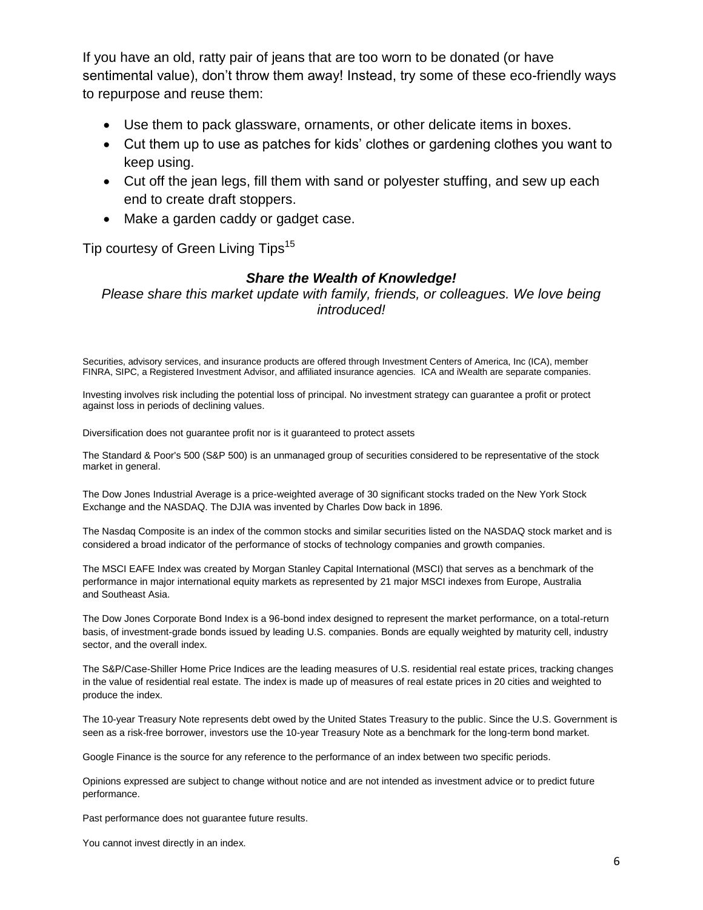If you have an old, ratty pair of jeans that are too worn to be donated (or have sentimental value), don't throw them away! Instead, try some of these eco-friendly ways to repurpose and reuse them:

- Use them to pack glassware, ornaments, or other delicate items in boxes.
- Cut them up to use as patches for kids' clothes or gardening clothes you want to keep using.
- Cut off the jean legs, fill them with sand or polyester stuffing, and sew up each end to create draft stoppers.
- Make a garden caddy or gadget case.

Tip courtesy of Green Living Tips[15]

***Share the Wealth of Knowledge!***

*Please share this market update with family, friends, or colleagues. We love being introduced!*

Securities, advisory services, and insurance products are offered through Investment Centers of America, Inc (ICA), member FINRA, SIPC, a Registered Investment Advisor, and affiliated insurance agencies. ICA and iWealth are separate companies.

Investing involves risk including the potential loss of principal. No investment strategy can guarantee a profit or protect against loss in periods of declining values.

Diversification does not guarantee profit nor is it guaranteed to protect assets

The Standard & Poor's 500 (S&P 500) is an unmanaged group of securities considered to be representative of the stock market in general.

The Dow Jones Industrial Average is a price-weighted average of 30 significant stocks traded on the New York Stock Exchange and the NASDAQ. The DJIA was invented by Charles Dow back in 1896.

The Nasdaq Composite is an index of the common stocks and similar securities listed on the NASDAQ stock market and is considered a broad indicator of the performance of stocks of technology companies and growth companies.

The MSCI EAFE Index was created by Morgan Stanley Capital International (MSCI) that serves as a benchmark of the performance in major international equity markets as represented by 21 major MSCI indexes from Europe, Australia and Southeast Asia.

The Dow Jones Corporate Bond Index is a 96-bond index designed to represent the market performance, on a total-return basis, of investment-grade bonds issued by leading U.S. companies. Bonds are equally weighted by maturity cell, industry sector, and the overall index.

The S&P/Case-Shiller Home Price Indices are the leading measures of U.S. residential real estate prices, tracking changes in the value of residential real estate. The index is made up of measures of real estate prices in 20 cities and weighted to produce the index.

The 10-year Treasury Note represents debt owed by the United States Treasury to the public. Since the U.S. Government is seen as a risk-free borrower, investors use the 10-year Treasury Note as a benchmark for the long-term bond market.

Google Finance is the source for any reference to the performance of an index between two specific periods.

Opinions expressed are subject to change without notice and are not intended as investment advice or to predict future performance.

Past performance does not guarantee future results.

You cannot invest directly in an index.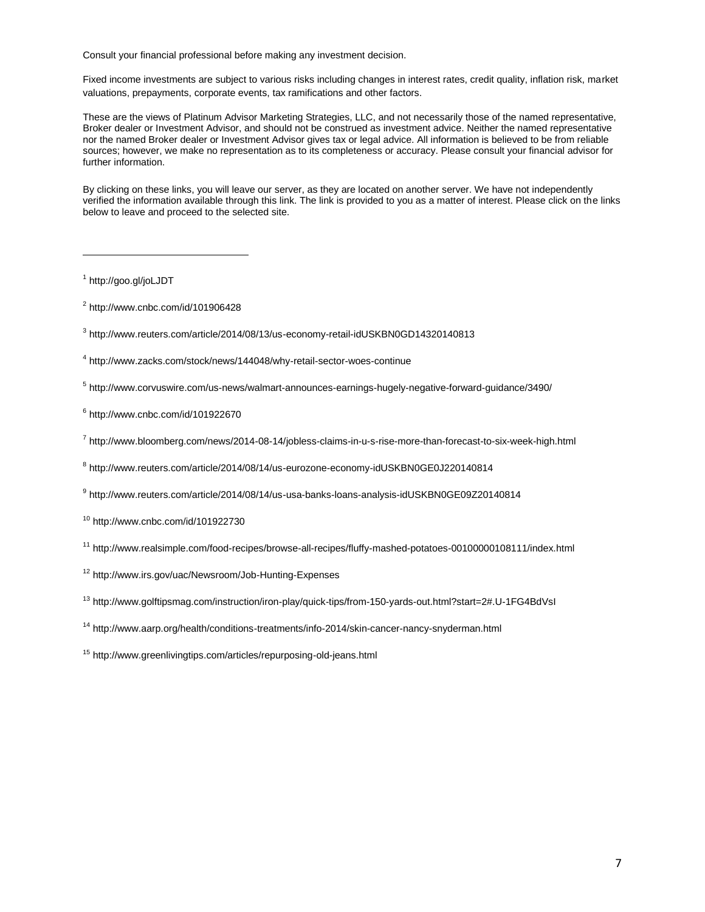Consult your financial professional before making any investment decision.

Fixed income investments are subject to various risks including changes in interest rates, credit quality, inflation risk, market valuations, prepayments, corporate events, tax ramifications and other factors.

These are the views of Platinum Advisor Marketing Strategies, LLC, and not necessarily those of the named representative, Broker dealer or Investment Advisor, and should not be construed as investment advice. Neither the named representative nor the named Broker dealer or Investment Advisor gives tax or legal advice. All information is believed to be from reliable sources; however, we make no representation as to its completeness or accuracy. Please consult your financial advisor for further information.

By clicking on these links, you will leave our server, as they are located on another server. We have not independently verified the information available through this link. The link is provided to you as a matter of interest. Please click on the links below to leave and proceed to the selected site.

---

[1] http://goo.gl/joLJDT

[2] http://www.cnbc.com/id/101906428

[3] http://www.reuters.com/article/2014/08/13/us-economy-retail-idUSKBN0GD14320140813

[4] http://www.zacks.com/stock/news/144048/why-retail-sector-woes-continue

[5] http://www.corvuswire.com/us-news/walmart-announces-earnings-hugely-negative-forward-guidance/3490/

[6] http://www.cnbc.com/id/101922670

[7] http://www.bloomberg.com/news/2014-08-14/jobless-claims-in-u-s-rise-more-than-forecast-to-six-week-high.html

[8] http://www.reuters.com/article/2014/08/14/us-eurozone-economy-idUSKBN0GE0J220140814

[9] http://www.reuters.com/article/2014/08/14/us-usa-banks-loans-analysis-idUSKBN0GE09Z20140814

[10] http://www.cnbc.com/id/101922730

[11] http://www.realsimple.com/food-recipes/browse-all-recipes/fluffy-mashed-potatoes-00100000108111/index.html

[12] http://www.irs.gov/uac/Newsroom/Job-Hunting-Expenses

[13] http://www.golftipsmag.com/instruction/iron-play/quick-tips/from-150-yards-out.html?start=2#.U-1FG4BdVsI

[14] http://www.aarp.org/health/conditions-treatments/info-2014/skin-cancer-nancy-snyderman.html

[15] http://www.greenlivingtips.com/articles/repurposing-old-jeans.html